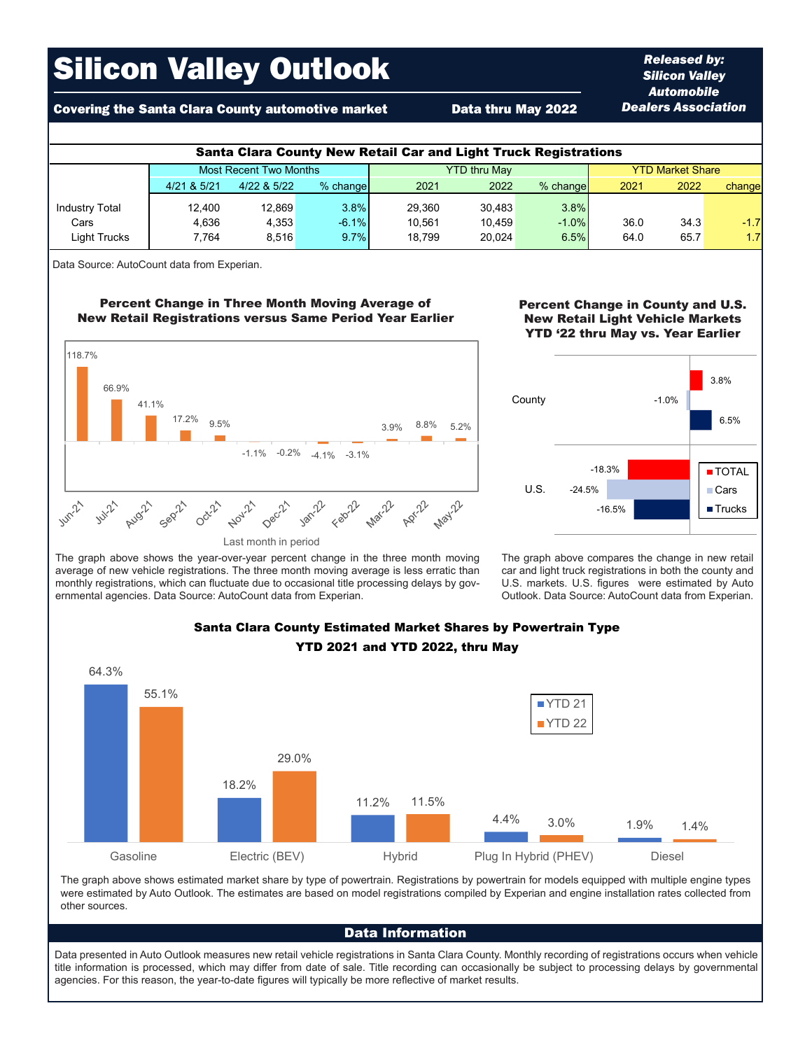# Silicon Valley Outlook

**Covering the Santa Clara County automotive market** — **Data thru May 2022**

***Released by: Silicon Valley Automobile Dealers Association***

## Santa Clara County New Retail Car and Light Truck Registrations

| | Most Recent Two Months | | | YTD thru May | | | YTD Market Share | | |
|---|---|---|---|---|---|---|---|---|---|
| | 4/21 & 5/21 | 4/22 & 5/22 | % change | 2021 | 2022 | % change | 2021 | 2022 | change |
| Industry Total | 12,400 | 12,869 | 3.8% | 29,360 | 30,483 | 3.8% | | | |
| Cars | 4,636 | 4,353 | -6.1% | 10,561 | 10,459 | -1.0% | 36.0 | 34.3 | -1.7 |
| Light Trucks | 7,764 | 8,516 | 9.7% | 18,799 | 20,024 | 6.5% | 64.0 | 65.7 | 1.7 |

Data Source: AutoCount data from Experian.

### Percent Change in Three Month Moving Average of New Retail Registrations versus Same Period Year Earlier

| Last month in period | Percent change |
|---|---|
| Jun-21 | 118.7% |
| Jul-21 | 66.9% |
| Aug-21 | 41.1% |
| Sep-21 | 17.2% |
| Oct-21 | 9.5% |
| Nov-21 | -1.1% |
| Dec-21 | -0.2% |
| Jan-22 | -4.1% |
| Feb-22 | -3.1% |
| Mar-22 | 3.9% |
| Apr-22 | 8.8% |
| May-22 | 5.2% |

The graph above shows the year-over-year percent change in the three month moving average of new vehicle registrations. The three month moving average is less erratic than monthly registrations, which can fluctuate due to occasional title processing delays by governmental agencies. Data Source: AutoCount data from Experian.

### Percent Change in County and U.S. New Retail Light Vehicle Markets YTD '22 thru May vs. Year Earlier

| | TOTAL | Cars | Trucks |
|---|---|---|---|
| County | 3.8% | -1.0% | 6.5% |
| U.S. | -18.3% | -24.5% | -16.5% |

The graph above compares the change in new retail car and light truck registrations in both the county and U.S. markets. U.S. figures were estimated by Auto Outlook. Data Source: AutoCount data from Experian.

### Santa Clara County Estimated Market Shares by Powertrain Type YTD 2021 and YTD 2022, thru May

| | YTD 21 | YTD 22 |
|---|---|---|
| Gasoline | 64.3% | 55.1% |
| Electric (BEV) | 18.2% | 29.0% |
| Hybrid | 11.2% | 11.5% |
| Plug In Hybrid (PHEV) | 4.4% | 3.0% |
| Diesel | 1.9% | 1.4% |

The graph above shows estimated market share by type of powertrain. Registrations by powertrain for models equipped with multiple engine types were estimated by Auto Outlook. The estimates are based on model registrations compiled by Experian and engine installation rates collected from other sources.

## Data Information

Data presented in Auto Outlook measures new retail vehicle registrations in Santa Clara County. Monthly recording of registrations occurs when vehicle title information is processed, which may differ from date of sale. Title recording can occasionally be subject to processing delays by governmental agencies. For this reason, the year-to-date figures will typically be more reflective of market results.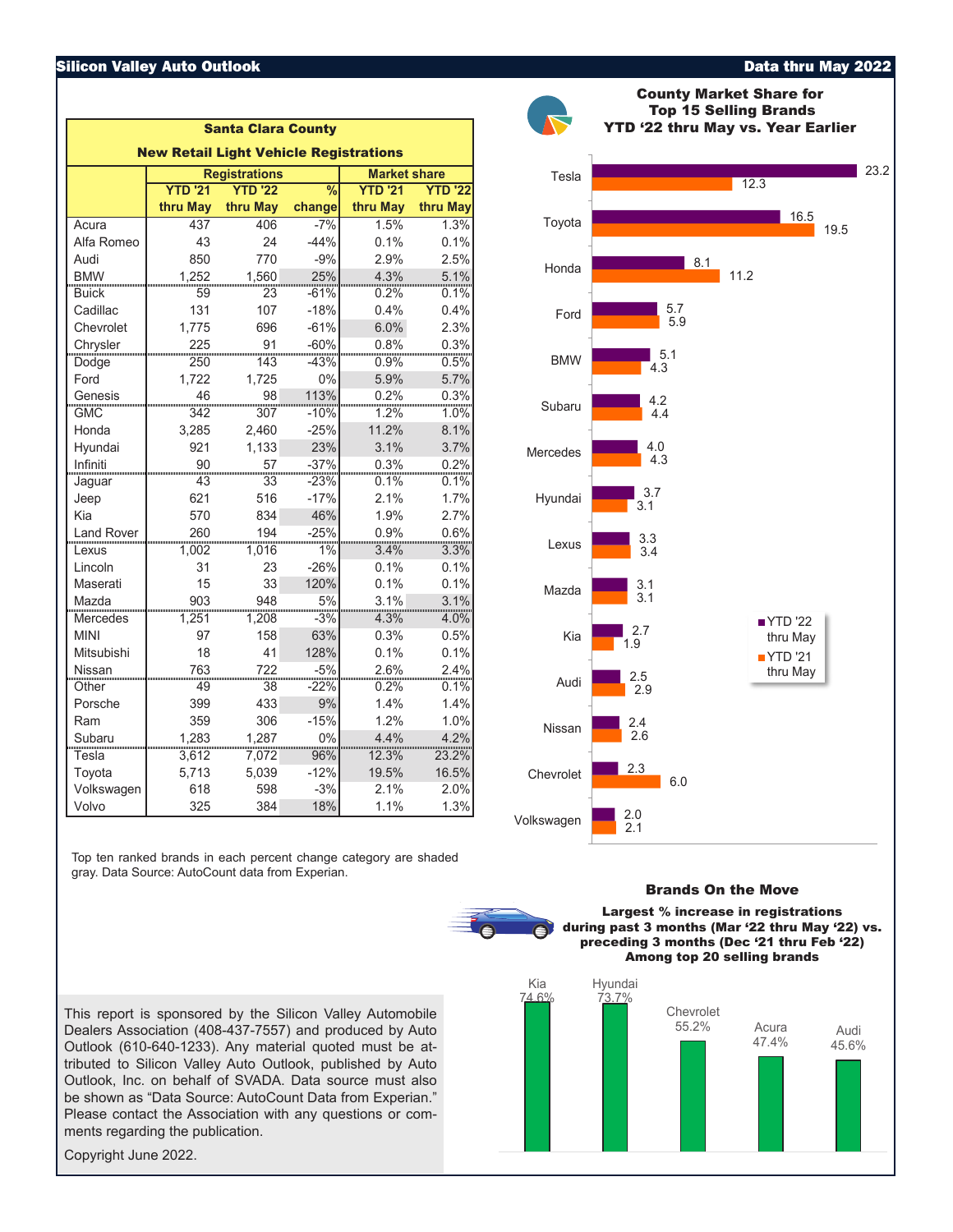**Silicon Valley Auto Outlook** — **Data thru May 2022**

## Santa Clara County

### New Retail Light Vehicle Registrations

| | Registrations | | | Market share | |
|---|---|---|---|---|---|
| | YTD '21 thru May | YTD '22 thru May | % change | YTD '21 thru May | YTD '22 thru May |
| Acura | 437 | 406 | -7% | 1.5% | 1.3% |
| Alfa Romeo | 43 | 24 | -44% | 0.1% | 0.1% |
| Audi | 850 | 770 | -9% | 2.9% | 2.5% |
| BMW | 1,252 | 1,560 | 25% | 4.3% | 5.1% |
| Buick | 59 | 23 | -61% | 0.2% | 0.1% |
| Cadillac | 131 | 107 | -18% | 0.4% | 0.4% |
| Chevrolet | 1,775 | 696 | -61% | 6.0% | 2.3% |
| Chrysler | 225 | 91 | -60% | 0.8% | 0.3% |
| Dodge | 250 | 143 | -43% | 0.9% | 0.5% |
| Ford | 1,722 | 1,725 | 0% | 5.9% | 5.7% |
| Genesis | 46 | 98 | 113% | 0.2% | 0.3% |
| GMC | 342 | 307 | -10% | 1.2% | 1.0% |
| Honda | 3,285 | 2,460 | -25% | 11.2% | 8.1% |
| Hyundai | 921 | 1,133 | 23% | 3.1% | 3.7% |
| Infiniti | 90 | 57 | -37% | 0.3% | 0.2% |
| Jaguar | 43 | 33 | -23% | 0.1% | 0.1% |
| Jeep | 621 | 516 | -17% | 2.1% | 1.7% |
| Kia | 570 | 834 | 46% | 1.9% | 2.7% |
| Land Rover | 260 | 194 | -25% | 0.9% | 0.6% |
| Lexus | 1,002 | 1,016 | 1% | 3.4% | 3.3% |
| Lincoln | 31 | 23 | -26% | 0.1% | 0.1% |
| Maserati | 15 | 33 | 120% | 0.1% | 0.1% |
| Mazda | 903 | 948 | 5% | 3.1% | 3.1% |
| Mercedes | 1,251 | 1,208 | -3% | 4.3% | 4.0% |
| MINI | 97 | 158 | 63% | 0.3% | 0.5% |
| Mitsubishi | 18 | 41 | 128% | 0.1% | 0.1% |
| Nissan | 763 | 722 | -5% | 2.6% | 2.4% |
| Other | 49 | 38 | -22% | 0.2% | 0.1% |
| Porsche | 399 | 433 | 9% | 1.4% | 1.4% |
| Ram | 359 | 306 | -15% | 1.2% | 1.0% |
| Subaru | 1,283 | 1,287 | 0% | 4.4% | 4.2% |
| Tesla | 3,612 | 7,072 | 96% | 12.3% | 23.2% |
| Toyota | 5,713 | 5,039 | -12% | 19.5% | 16.5% |
| Volkswagen | 618 | 598 | -3% | 2.1% | 2.0% |
| Volvo | 325 | 384 | 18% | 1.1% | 1.3% |

Top ten ranked brands in each percent change category are shaded gray. Data Source: AutoCount data from Experian.

### County Market Share for Top 15 Selling Brands YTD '22 thru May vs. Year Earlier

Tesla 23.2 12.3
Toyota 16.5 19.5
Honda 8.1 11.2
Ford 5.7 5.9
BMW 5.1 4.3
Subaru 4.2 4.4
Mercedes 4.0 4.3
Hyundai 3.7 3.1
Lexus 3.3 3.4
Mazda 3.1 3.1
Kia 2.7 1.9
Audi 2.5 2.9
Nissan 2.4 2.6
Chevrolet 2.3 6.0
Volkswagen 2.0 2.1

YTD '22 thru May
YTD '21 thru May

### Brands On the Move

**Largest % increase in registrations during past 3 months (Mar '22 thru May '22) vs. preceding 3 months (Dec '21 thru Feb '22) Among top 20 selling brands**

Kia 74.6%
Hyundai 73.7%
Chevrolet 55.2%
Acura 47.4%
Audi 45.6%

This report is sponsored by the Silicon Valley Automobile Dealers Association (408-437-7557) and produced by Auto Outlook (610-640-1233). Any material quoted must be attributed to Silicon Valley Auto Outlook, published by Auto Outlook, Inc. on behalf of SVADA. Data source must also be shown as "Data Source: AutoCount Data from Experian." Please contact the Association with any questions or comments regarding the publication.

Copyright June 2022.